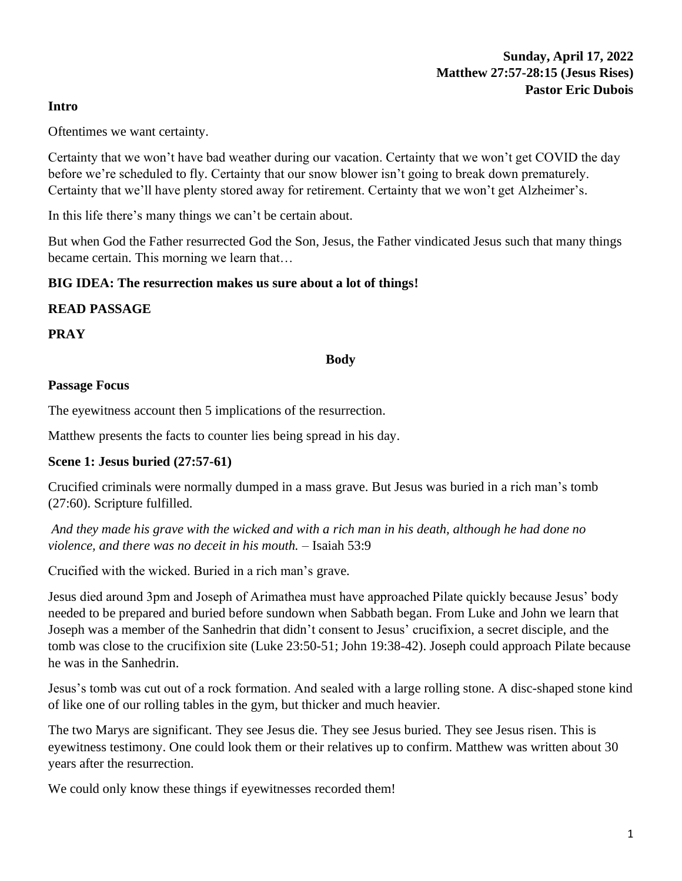**Sunday, April 17, 2022**
**Matthew 27:57-28:15 (Jesus Rises)**
**Pastor Eric Dubois**

**Intro**

Oftentimes we want certainty.

Certainty that we won't have bad weather during our vacation. Certainty that we won't get COVID the day before we're scheduled to fly. Certainty that our snow blower isn't going to break down prematurely. Certainty that we'll have plenty stored away for retirement. Certainty that we won't get Alzheimer's.

In this life there's many things we can't be certain about.

But when God the Father resurrected God the Son, Jesus, the Father vindicated Jesus such that many things became certain. This morning we learn that…

**BIG IDEA: The resurrection makes us sure about a lot of things!**

**READ PASSAGE**

**PRAY**

**Body**

**Passage Focus**

The eyewitness account then 5 implications of the resurrection.

Matthew presents the facts to counter lies being spread in his day.

**Scene 1: Jesus buried (27:57-61)**

Crucified criminals were normally dumped in a mass grave. But Jesus was buried in a rich man's tomb (27:60). Scripture fulfilled.

*And they made his grave with the wicked and with a rich man in his death, although he had done no violence, and there was no deceit in his mouth.* – Isaiah 53:9

Crucified with the wicked. Buried in a rich man's grave.

Jesus died around 3pm and Joseph of Arimathea must have approached Pilate quickly because Jesus' body needed to be prepared and buried before sundown when Sabbath began. From Luke and John we learn that Joseph was a member of the Sanhedrin that didn't consent to Jesus' crucifixion, a secret disciple, and the tomb was close to the crucifixion site (Luke 23:50-51; John 19:38-42). Joseph could approach Pilate because he was in the Sanhedrin.

Jesus's tomb was cut out of a rock formation. And sealed with a large rolling stone. A disc-shaped stone kind of like one of our rolling tables in the gym, but thicker and much heavier.

The two Marys are significant. They see Jesus die. They see Jesus buried. They see Jesus risen. This is eyewitness testimony. One could look them or their relatives up to confirm. Matthew was written about 30 years after the resurrection.

We could only know these things if eyewitnesses recorded them!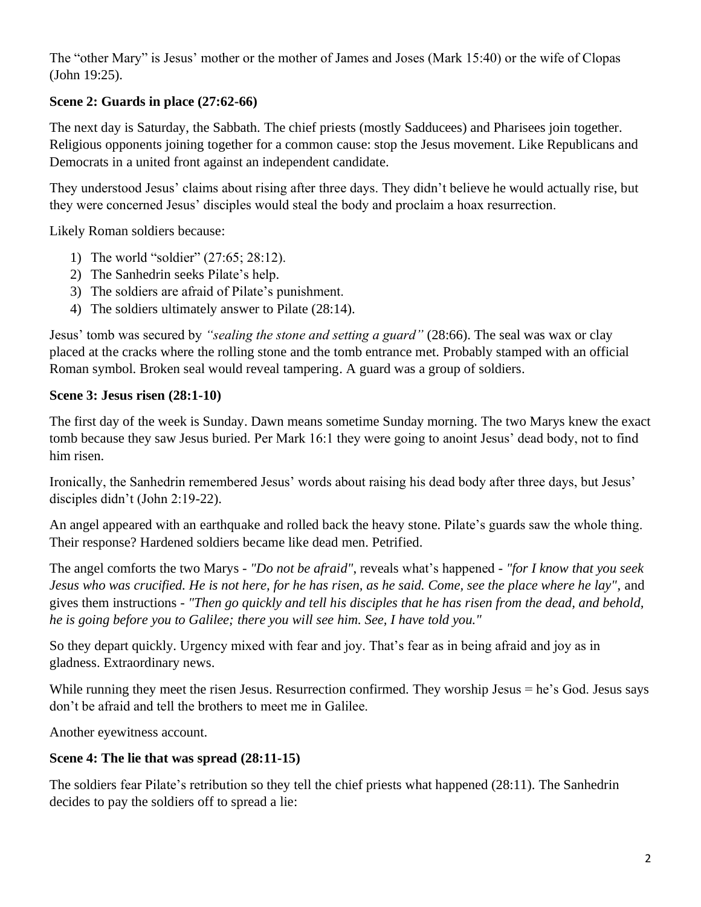The “other Mary” is Jesus’ mother or the mother of James and Joses (Mark 15:40) or the wife of Clopas (John 19:25).

**Scene 2: Guards in place (27:62-66)**

The next day is Saturday, the Sabbath. The chief priests (mostly Sadducees) and Pharisees join together. Religious opponents joining together for a common cause: stop the Jesus movement. Like Republicans and Democrats in a united front against an independent candidate.

They understood Jesus’ claims about rising after three days. They didn’t believe he would actually rise, but they were concerned Jesus’ disciples would steal the body and proclaim a hoax resurrection.

Likely Roman soldiers because:

1) The world “soldier” (27:65; 28:12).
2) The Sanhedrin seeks Pilate’s help.
3) The soldiers are afraid of Pilate’s punishment.
4) The soldiers ultimately answer to Pilate (28:14).

Jesus’ tomb was secured by *“sealing the stone and setting a guard”* (28:66). The seal was wax or clay placed at the cracks where the rolling stone and the tomb entrance met. Probably stamped with an official Roman symbol. Broken seal would reveal tampering. A guard was a group of soldiers.

**Scene 3: Jesus risen (28:1-10)**

The first day of the week is Sunday. Dawn means sometime Sunday morning. The two Marys knew the exact tomb because they saw Jesus buried. Per Mark 16:1 they were going to anoint Jesus’ dead body, not to find him risen.

Ironically, the Sanhedrin remembered Jesus’ words about raising his dead body after three days, but Jesus’ disciples didn’t (John 2:19-22).

An angel appeared with an earthquake and rolled back the heavy stone. Pilate’s guards saw the whole thing. Their response? Hardened soldiers became like dead men. Petrified.

The angel comforts the two Marys - *"Do not be afraid"*, reveals what’s happened - *"for I know that you seek Jesus who was crucified. He is not here, for he has risen, as he said. Come, see the place where he lay"*, and gives them instructions - *"Then go quickly and tell his disciples that he has risen from the dead, and behold, he is going before you to Galilee; there you will see him. See, I have told you."*

So they depart quickly. Urgency mixed with fear and joy. That’s fear as in being afraid and joy as in gladness. Extraordinary news.

While running they meet the risen Jesus. Resurrection confirmed. They worship Jesus = he’s God. Jesus says don’t be afraid and tell the brothers to meet me in Galilee.

Another eyewitness account.

**Scene 4: The lie that was spread (28:11-15)**

The soldiers fear Pilate’s retribution so they tell the chief priests what happened (28:11). The Sanhedrin decides to pay the soldiers off to spread a lie: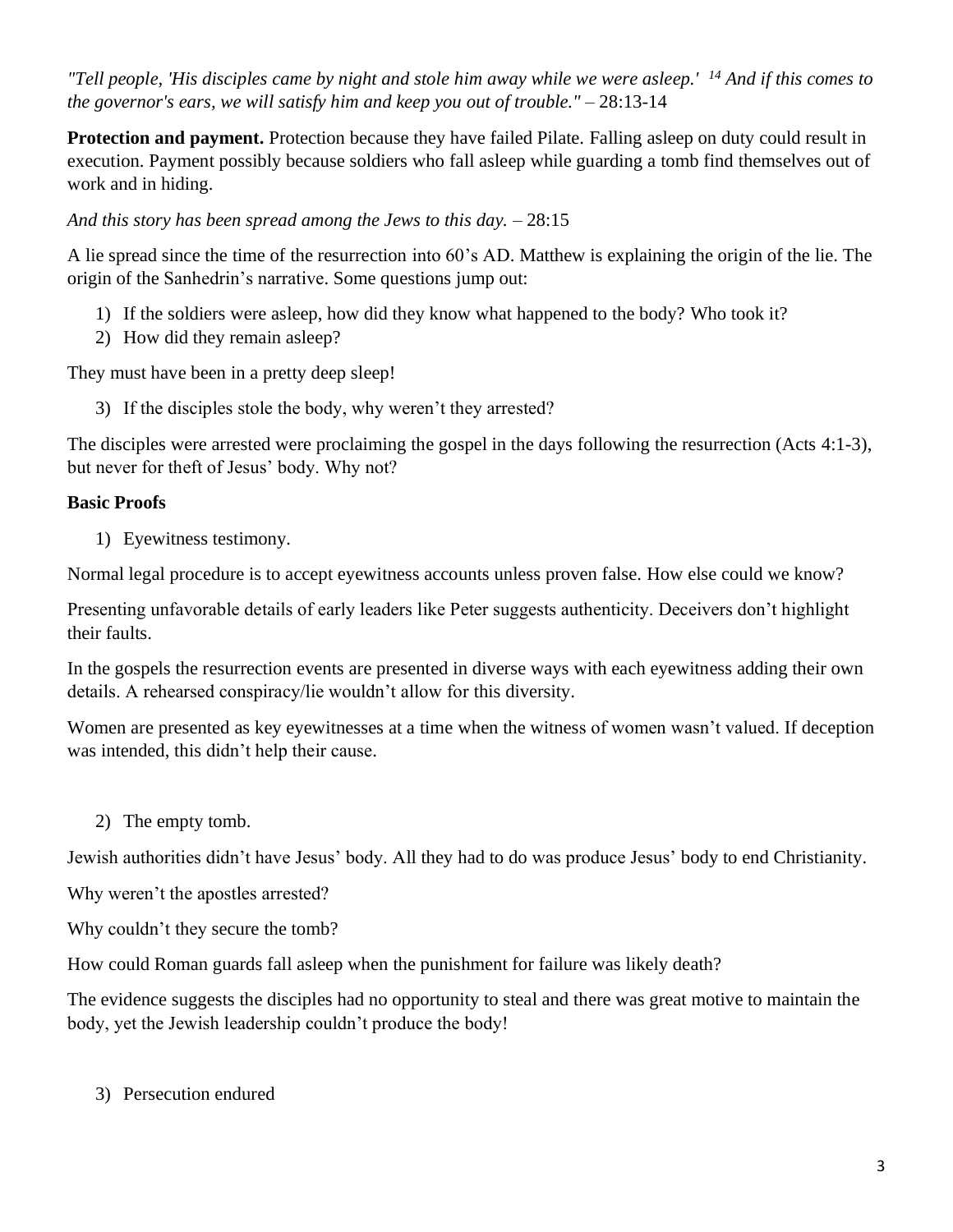*"Tell people, 'His disciples came by night and stole him away while we were asleep.' [14] And if this comes to the governor's ears, we will satisfy him and keep you out of trouble."* – 28:13-14

**Protection and payment.** Protection because they have failed Pilate. Falling asleep on duty could result in execution. Payment possibly because soldiers who fall asleep while guarding a tomb find themselves out of work and in hiding.

*And this story has been spread among the Jews to this day.* – 28:15

A lie spread since the time of the resurrection into 60's AD. Matthew is explaining the origin of the lie. The origin of the Sanhedrin's narrative. Some questions jump out:

1) If the soldiers were asleep, how did they know what happened to the body? Who took it?
2) How did they remain asleep?

They must have been in a pretty deep sleep!

3) If the disciples stole the body, why weren't they arrested?

The disciples were arrested were proclaiming the gospel in the days following the resurrection (Acts 4:1-3), but never for theft of Jesus' body. Why not?

**Basic Proofs**

1) Eyewitness testimony.

Normal legal procedure is to accept eyewitness accounts unless proven false. How else could we know?

Presenting unfavorable details of early leaders like Peter suggests authenticity. Deceivers don't highlight their faults.

In the gospels the resurrection events are presented in diverse ways with each eyewitness adding their own details. A rehearsed conspiracy/lie wouldn't allow for this diversity.

Women are presented as key eyewitnesses at a time when the witness of women wasn't valued. If deception was intended, this didn't help their cause.

2) The empty tomb.

Jewish authorities didn't have Jesus' body. All they had to do was produce Jesus' body to end Christianity.

Why weren't the apostles arrested?

Why couldn't they secure the tomb?

How could Roman guards fall asleep when the punishment for failure was likely death?

The evidence suggests the disciples had no opportunity to steal and there was great motive to maintain the body, yet the Jewish leadership couldn't produce the body!

3) Persecution endured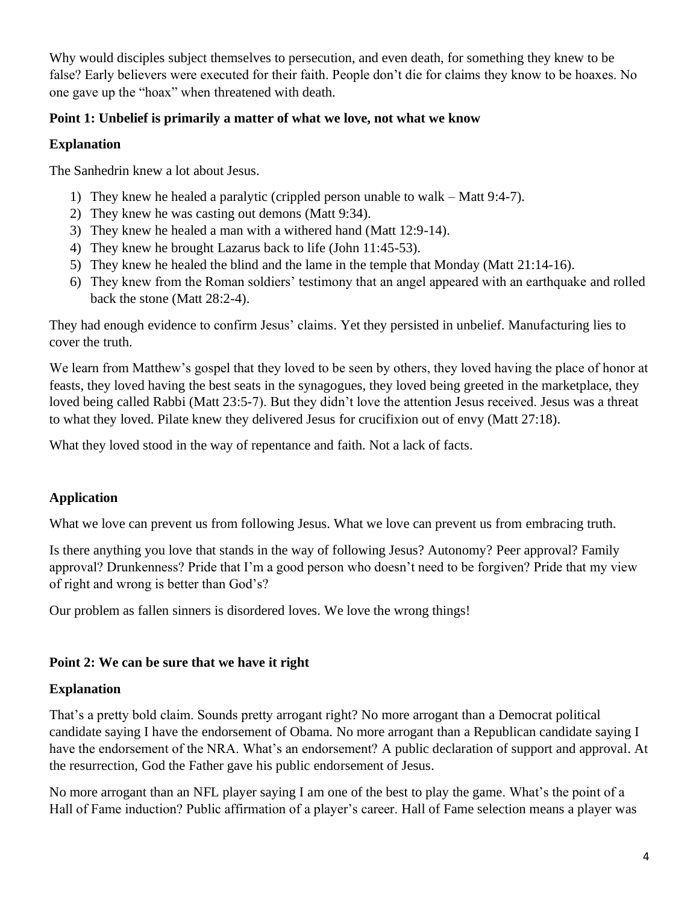Why would disciples subject themselves to persecution, and even death, for something they knew to be false? Early believers were executed for their faith. People don't die for claims they know to be hoaxes. No one gave up the "hoax" when threatened with death.

**Point 1: Unbelief is primarily a matter of what we love, not what we know**

**Explanation**

The Sanhedrin knew a lot about Jesus.

1) They knew he healed a paralytic (crippled person unable to walk – Matt 9:4-7).
2) They knew he was casting out demons (Matt 9:34).
3) They knew he healed a man with a withered hand (Matt 12:9-14).
4) They knew he brought Lazarus back to life (John 11:45-53).
5) They knew he healed the blind and the lame in the temple that Monday (Matt 21:14-16).
6) They knew from the Roman soldiers' testimony that an angel appeared with an earthquake and rolled back the stone (Matt 28:2-4).

They had enough evidence to confirm Jesus' claims. Yet they persisted in unbelief. Manufacturing lies to cover the truth.

We learn from Matthew's gospel that they loved to be seen by others, they loved having the place of honor at feasts, they loved having the best seats in the synagogues, they loved being greeted in the marketplace, they loved being called Rabbi (Matt 23:5-7). But they didn't love the attention Jesus received. Jesus was a threat to what they loved. Pilate knew they delivered Jesus for crucifixion out of envy (Matt 27:18).

What they loved stood in the way of repentance and faith. Not a lack of facts.

**Application**

What we love can prevent us from following Jesus. What we love can prevent us from embracing truth.

Is there anything you love that stands in the way of following Jesus? Autonomy? Peer approval? Family approval? Drunkenness? Pride that I'm a good person who doesn't need to be forgiven? Pride that my view of right and wrong is better than God's?

Our problem as fallen sinners is disordered loves. We love the wrong things!

**Point 2: We can be sure that we have it right**

**Explanation**

That's a pretty bold claim. Sounds pretty arrogant right? No more arrogant than a Democrat political candidate saying I have the endorsement of Obama. No more arrogant than a Republican candidate saying I have the endorsement of the NRA. What's an endorsement? A public declaration of support and approval. At the resurrection, God the Father gave his public endorsement of Jesus.

No more arrogant than an NFL player saying I am one of the best to play the game. What's the point of a Hall of Fame induction? Public affirmation of a player's career. Hall of Fame selection means a player was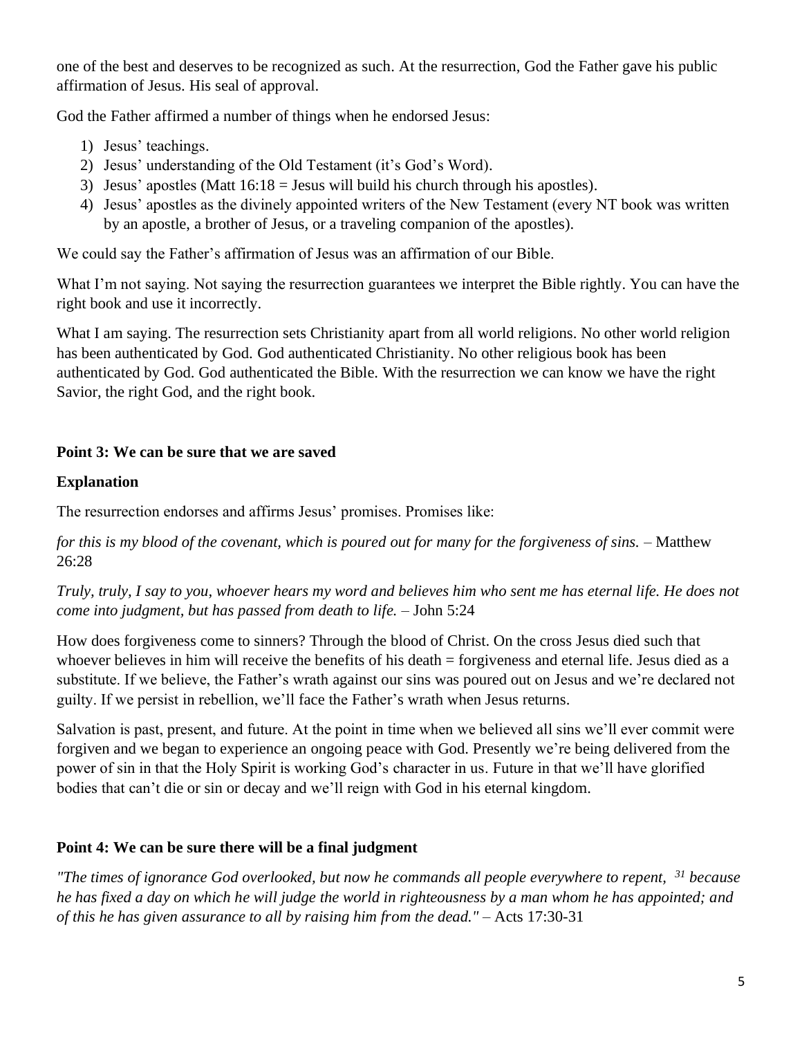one of the best and deserves to be recognized as such. At the resurrection, God the Father gave his public affirmation of Jesus. His seal of approval.

God the Father affirmed a number of things when he endorsed Jesus:

1) Jesus' teachings.
2) Jesus' understanding of the Old Testament (it's God's Word).
3) Jesus' apostles (Matt 16:18 = Jesus will build his church through his apostles).
4) Jesus' apostles as the divinely appointed writers of the New Testament (every NT book was written by an apostle, a brother of Jesus, or a traveling companion of the apostles).

We could say the Father's affirmation of Jesus was an affirmation of our Bible.

What I'm not saying. Not saying the resurrection guarantees we interpret the Bible rightly. You can have the right book and use it incorrectly.

What I am saying. The resurrection sets Christianity apart from all world religions. No other world religion has been authenticated by God. God authenticated Christianity. No other religious book has been authenticated by God. God authenticated the Bible. With the resurrection we can know we have the right Savior, the right God, and the right book.

**Point 3: We can be sure that we are saved**

**Explanation**

The resurrection endorses and affirms Jesus' promises. Promises like:

*for this is my blood of the covenant, which is poured out for many for the forgiveness of sins.* – Matthew 26:28

*Truly, truly, I say to you, whoever hears my word and believes him who sent me has eternal life. He does not come into judgment, but has passed from death to life.* – John 5:24

How does forgiveness come to sinners? Through the blood of Christ. On the cross Jesus died such that whoever believes in him will receive the benefits of his death = forgiveness and eternal life. Jesus died as a substitute. If we believe, the Father's wrath against our sins was poured out on Jesus and we're declared not guilty. If we persist in rebellion, we'll face the Father's wrath when Jesus returns.

Salvation is past, present, and future. At the point in time when we believed all sins we'll ever commit were forgiven and we began to experience an ongoing peace with God. Presently we're being delivered from the power of sin in that the Holy Spirit is working God's character in us. Future in that we'll have glorified bodies that can't die or sin or decay and we'll reign with God in his eternal kingdom.

**Point 4: We can be sure there will be a final judgment**

*"The times of ignorance God overlooked, but now he commands all people everywhere to repent, [31] because he has fixed a day on which he will judge the world in righteousness by a man whom he has appointed; and of this he has given assurance to all by raising him from the dead."* – Acts 17:30-31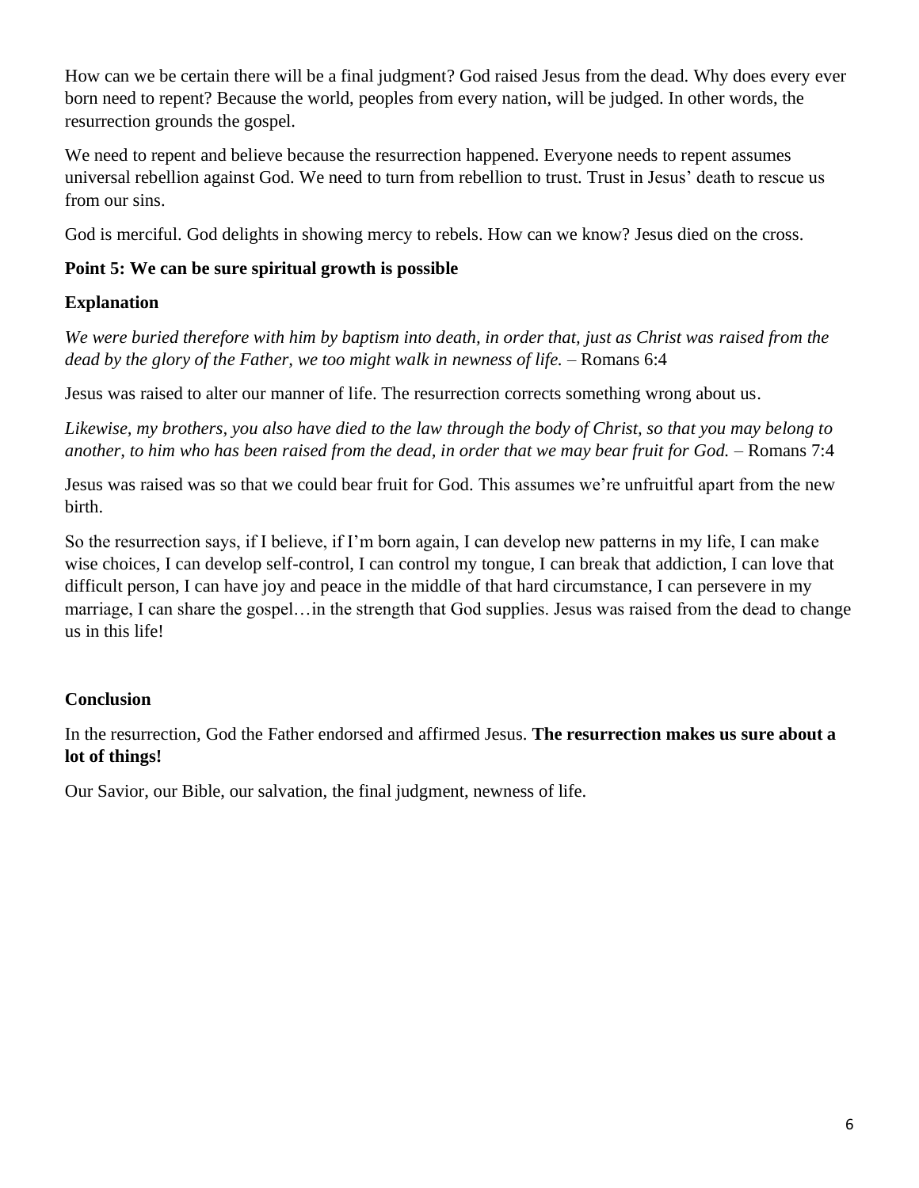How can we be certain there will be a final judgment? God raised Jesus from the dead. Why does every ever born need to repent? Because the world, peoples from every nation, will be judged. In other words, the resurrection grounds the gospel.

We need to repent and believe because the resurrection happened. Everyone needs to repent assumes universal rebellion against God. We need to turn from rebellion to trust. Trust in Jesus' death to rescue us from our sins.

God is merciful. God delights in showing mercy to rebels. How can we know? Jesus died on the cross.

**Point 5: We can be sure spiritual growth is possible**

**Explanation**

*We were buried therefore with him by baptism into death, in order that, just as Christ was raised from the dead by the glory of the Father, we too might walk in newness of life.* – Romans 6:4

Jesus was raised to alter our manner of life. The resurrection corrects something wrong about us.

*Likewise, my brothers, you also have died to the law through the body of Christ, so that you may belong to another, to him who has been raised from the dead, in order that we may bear fruit for God.* – Romans 7:4

Jesus was raised was so that we could bear fruit for God. This assumes we're unfruitful apart from the new birth.

So the resurrection says, if I believe, if I'm born again, I can develop new patterns in my life, I can make wise choices, I can develop self-control, I can control my tongue, I can break that addiction, I can love that difficult person, I can have joy and peace in the middle of that hard circumstance, I can persevere in my marriage, I can share the gospel…in the strength that God supplies. Jesus was raised from the dead to change us in this life!

**Conclusion**

In the resurrection, God the Father endorsed and affirmed Jesus. **The resurrection makes us sure about a lot of things!**

Our Savior, our Bible, our salvation, the final judgment, newness of life.